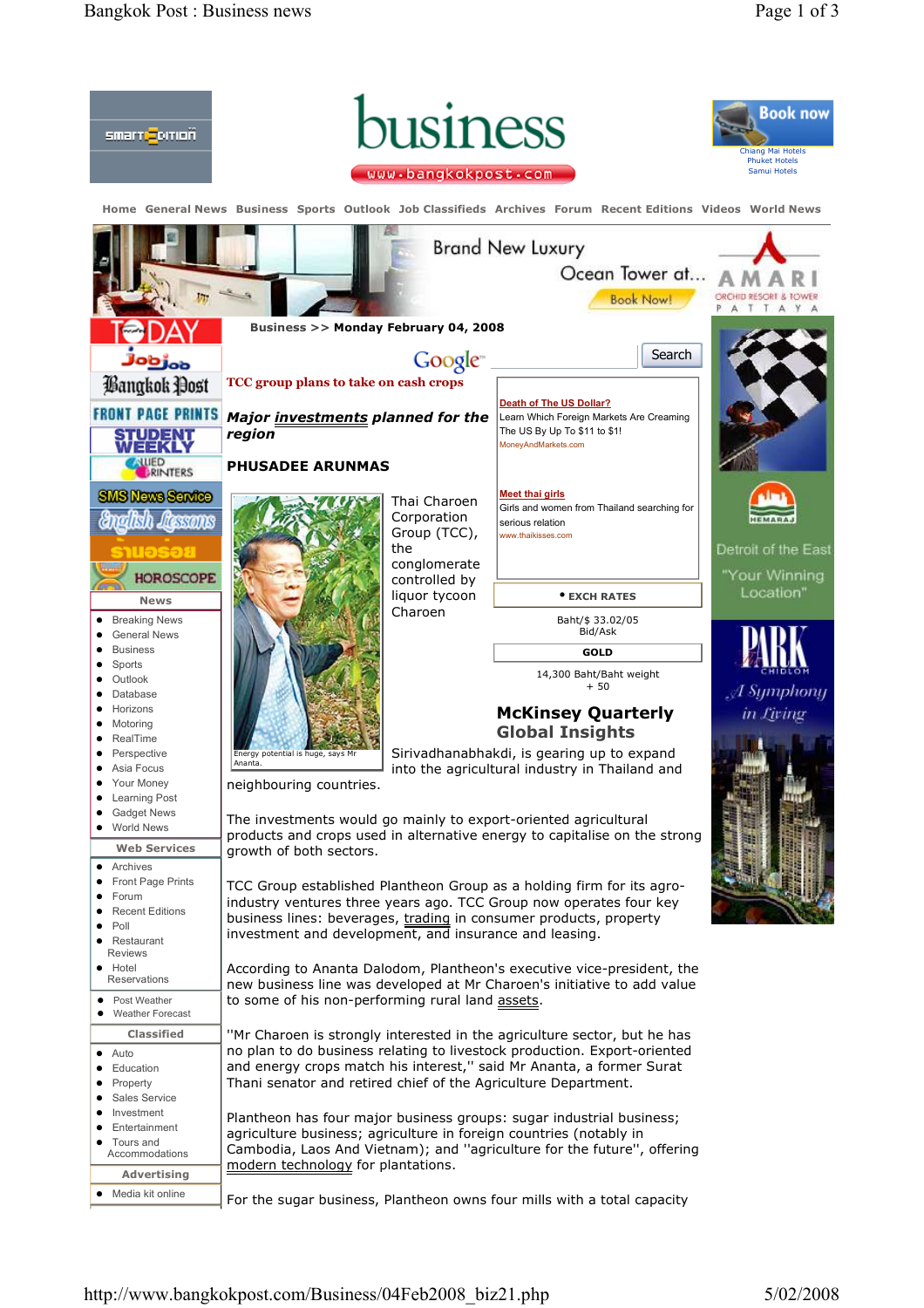Business >> Monday February 04, 2008

**TCC group plans to take on cash crops**

***Major investments planned for the region***

**PHUSADEE ARUNMAS**

Energy potential is huge, says Mr Ananta.

Thai Charoen Corporation Group (TCC), the conglomerate controlled by liquor tycoon Charoen Sirivadhanabhakdi, is gearing up to expand into the agricultural industry in Thailand and neighbouring countries.

The investments would go mainly to export-oriented agricultural products and crops used in alternative energy to capitalise on the strong growth of both sectors.

TCC Group established Plantheon Group as a holding firm for its agro-industry ventures three years ago. TCC Group now operates four key business lines: beverages, trading in consumer products, property investment and development, and insurance and leasing.

According to Ananta Dalodom, Plantheon's executive vice-president, the new business line was developed at Mr Charoen's initiative to add value to some of his non-performing rural land assets.

''Mr Charoen is strongly interested in the agriculture sector, but he has no plan to do business relating to livestock production. Export-oriented and energy crops match his interest,'' said Mr Ananta, a former Surat Thani senator and retired chief of the Agriculture Department.

Plantheon has four major business groups: sugar industrial business; agriculture business; agriculture in foreign countries (notably in Cambodia, Laos And Vietnam); and ''agriculture for the future'', offering modern technology for plantations.

For the sugar business, Plantheon owns four mills with a total capacity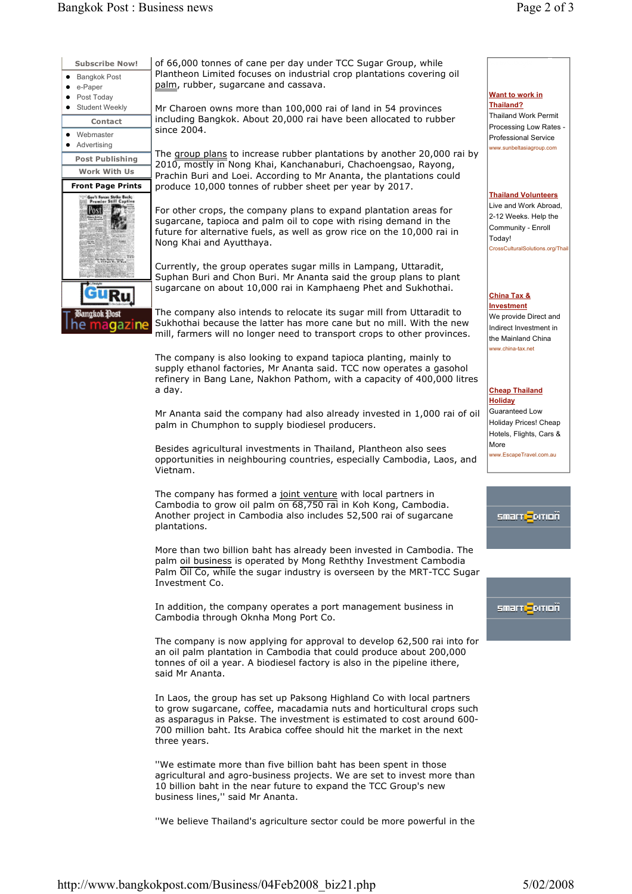of 66,000 tonnes of cane per day under TCC Sugar Group, while Plantheon Limited focuses on industrial crop plantations covering oil palm, rubber, sugarcane and cassava.

Mr Charoen owns more than 100,000 rai of land in 54 provinces including Bangkok. About 20,000 rai have been allocated to rubber since 2004.

The group plans to increase rubber plantations by another 20,000 rai by 2010, mostly in Nong Khai, Kanchanaburi, Chachoengsao, Rayong, Prachin Buri and Loei. According to Mr Ananta, the plantations could produce 10,000 tonnes of rubber sheet per year by 2017.

For other crops, the company plans to expand plantation areas for sugarcane, tapioca and palm oil to cope with rising demand in the future for alternative fuels, as well as grow rice on the 10,000 rai in Nong Khai and Ayutthaya.

Currently, the group operates sugar mills in Lampang, Uttaradit, Suphan Buri and Chon Buri. Mr Ananta said the group plans to plant sugarcane on about 10,000 rai in Kamphaeng Phet and Sukhothai.

The company also intends to relocate its sugar mill from Uttaradit to Sukhothai because the latter has more cane but no mill. With the new mill, farmers will no longer need to transport crops to other provinces.

The company is also looking to expand tapioca planting, mainly to supply ethanol factories, Mr Ananta said. TCC now operates a gasohol refinery in Bang Lane, Nakhon Pathom, with a capacity of 400,000 litres a day.

Mr Ananta said the company had also already invested in 1,000 rai of oil palm in Chumphon to supply biodiesel producers.

Besides agricultural investments in Thailand, Plantheon also sees opportunities in neighbouring countries, especially Cambodia, Laos, and Vietnam.

The company has formed a joint venture with local partners in Cambodia to grow oil palm on 68,750 rai in Koh Kong, Cambodia. Another project in Cambodia also includes 52,500 rai of sugarcane plantations.

More than two billion baht has already been invested in Cambodia. The palm oil business is operated by Mong Reththy Investment Cambodia Palm Oil Co, while the sugar industry is overseen by the MRT-TCC Sugar Investment Co.

In addition, the company operates a port management business in Cambodia through Oknha Mong Port Co.

The company is now applying for approval to develop 62,500 rai into for an oil palm plantation in Cambodia that could produce about 200,000 tonnes of oil a year. A biodiesel factory is also in the pipeline ithere, said Mr Ananta.

In Laos, the group has set up Paksong Highland Co with local partners to grow sugarcane, coffee, macadamia nuts and horticultural crops such as asparagus in Pakse. The investment is estimated to cost around 600-700 million baht. Its Arabica coffee should hit the market in the next three years.

''We estimate more than five billion baht has been spent in those agricultural and agro-business projects. We are set to invest more than 10 billion baht in the near future to expand the TCC Group's new business lines,'' said Mr Ananta.

''We believe Thailand's agriculture sector could be more powerful in the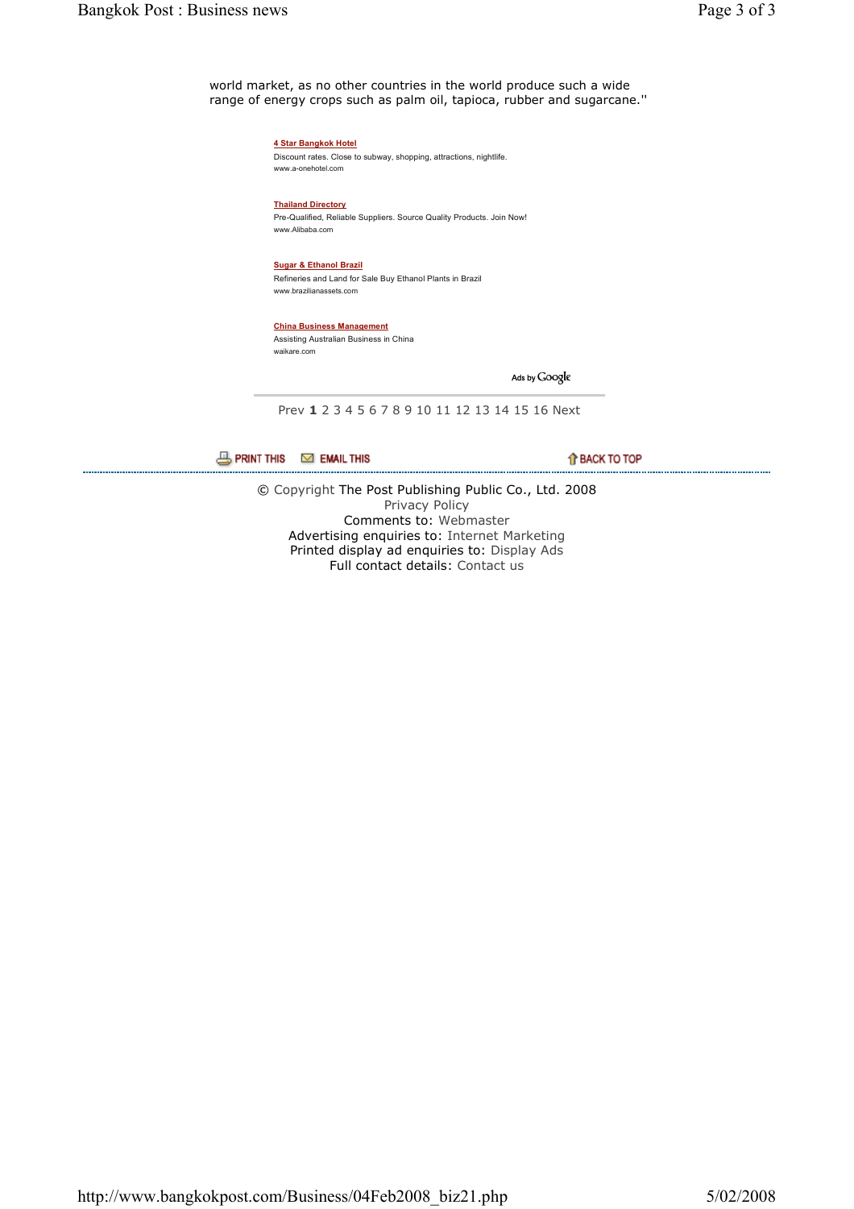world market, as no other countries in the world produce such a wide range of energy crops such as palm oil, tapioca, rubber and sugarcane.''

**4 Star Bangkok Hotel**
Discount rates. Close to subway, shopping, attractions, nightlife.
www.a-onehotel.com

**Thailand Directory**
Pre-Qualified, Reliable Suppliers. Source Quality Products. Join Now!
www.Alibaba.com

**Sugar & Ethanol Brazil**
Refineries and Land for Sale Buy Ethanol Plants in Brazil
www.brazilianassets.com

**China Business Management**
Assisting Australian Business in China
waikare.com

Ads by Google

Prev **1** 2 3 4 5 6 7 8 9 10 11 12 13 14 15 16 Next

PRINT THIS EMAIL THIS BACK TO TOP

© Copyright The Post Publishing Public Co., Ltd. 2008
Privacy Policy
Comments to: Webmaster
Advertising enquiries to: Internet Marketing
Printed display ad enquiries to: Display Ads
Full contact details: Contact us